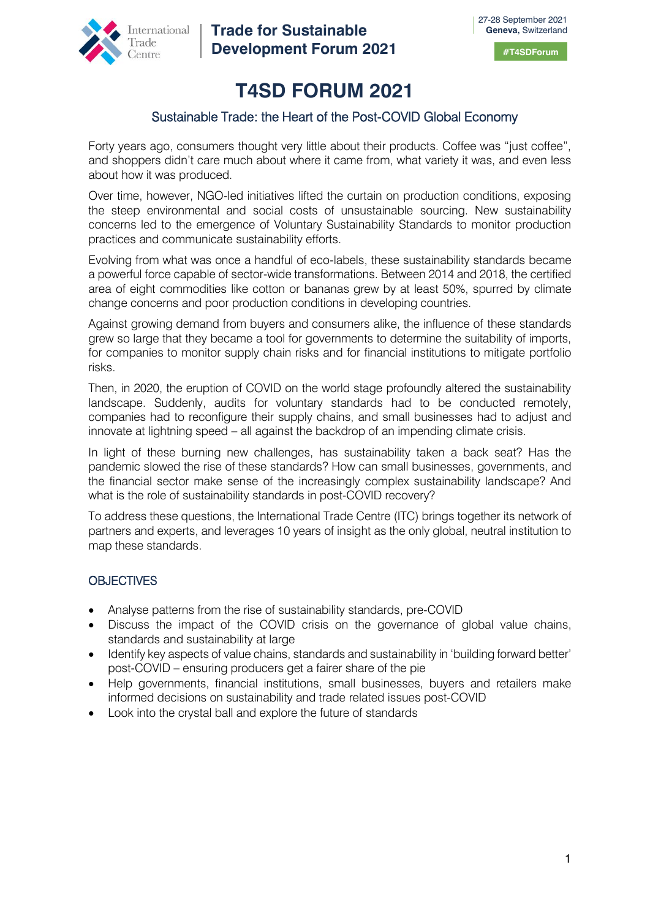International Trade Centre | **Trade for Sustainable Development Forum 2021**

27-28 September 2021
**Geneva,** Switzerland

**#T4SDForum**

# T4SD FORUM 2021

## Sustainable Trade: the Heart of the Post-COVID Global Economy

Forty years ago, consumers thought very little about their products. Coffee was "just coffee", and shoppers didn't care much about where it came from, what variety it was, and even less about how it was produced.

Over time, however, NGO-led initiatives lifted the curtain on production conditions, exposing the steep environmental and social costs of unsustainable sourcing. New sustainability concerns led to the emergence of Voluntary Sustainability Standards to monitor production practices and communicate sustainability efforts.

Evolving from what was once a handful of eco-labels, these sustainability standards became a powerful force capable of sector-wide transformations. Between 2014 and 2018, the certified area of eight commodities like cotton or bananas grew by at least 50%, spurred by climate change concerns and poor production conditions in developing countries.

Against growing demand from buyers and consumers alike, the influence of these standards grew so large that they became a tool for governments to determine the suitability of imports, for companies to monitor supply chain risks and for financial institutions to mitigate portfolio risks.

Then, in 2020, the eruption of COVID on the world stage profoundly altered the sustainability landscape. Suddenly, audits for voluntary standards had to be conducted remotely, companies had to reconfigure their supply chains, and small businesses had to adjust and innovate at lightning speed – all against the backdrop of an impending climate crisis.

In light of these burning new challenges, has sustainability taken a back seat? Has the pandemic slowed the rise of these standards? How can small businesses, governments, and the financial sector make sense of the increasingly complex sustainability landscape? And what is the role of sustainability standards in post-COVID recovery?

To address these questions, the International Trade Centre (ITC) brings together its network of partners and experts, and leverages 10 years of insight as the only global, neutral institution to map these standards.

### OBJECTIVES

- Analyse patterns from the rise of sustainability standards, pre-COVID
- Discuss the impact of the COVID crisis on the governance of global value chains, standards and sustainability at large
- Identify key aspects of value chains, standards and sustainability in 'building forward better' post-COVID – ensuring producers get a fairer share of the pie
- Help governments, financial institutions, small businesses, buyers and retailers make informed decisions on sustainability and trade related issues post-COVID
- Look into the crystal ball and explore the future of standards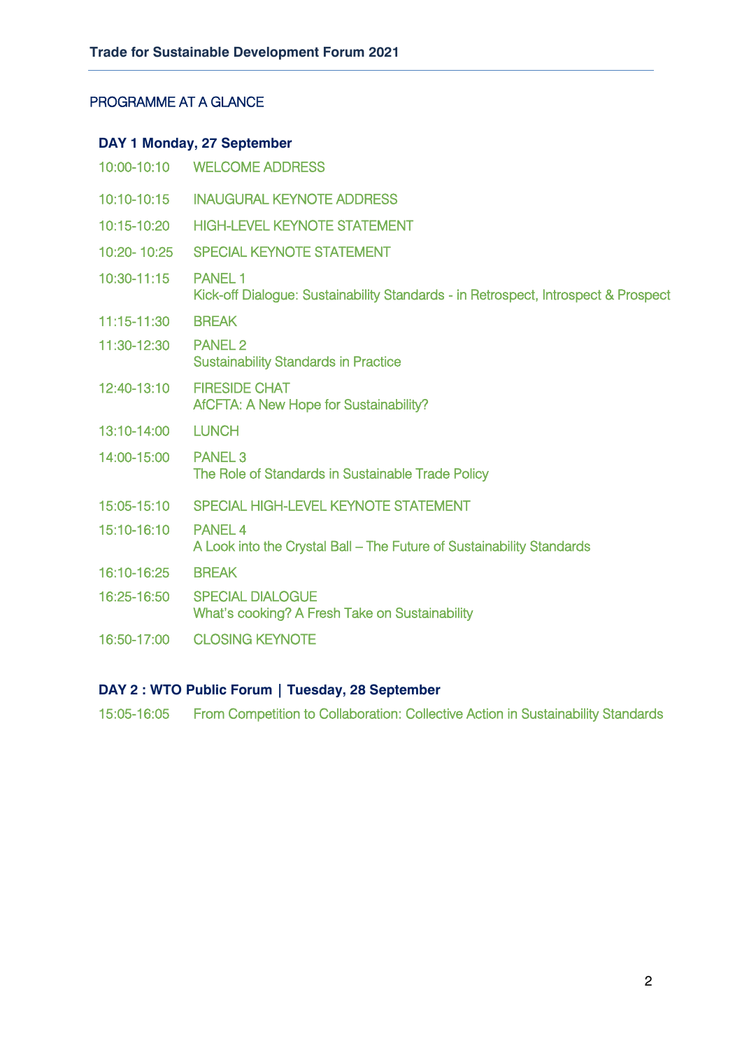## PROGRAMME AT A GLANCE

### DAY 1 Monday, 27 September

| | |
|---|---|
| 10:00-10:10 | WELCOME ADDRESS |
| 10:10-10:15 | INAUGURAL KEYNOTE ADDRESS |
| 10:15-10:20 | HIGH-LEVEL KEYNOTE STATEMENT |
| 10:20- 10:25 | SPECIAL KEYNOTE STATEMENT |
| 10:30-11:15 | PANEL 1<br>Kick-off Dialogue: Sustainability Standards - in Retrospect, Introspect & Prospect |
| 11:15-11:30 | BREAK |
| 11:30-12:30 | PANEL 2<br>Sustainability Standards in Practice |
| 12:40-13:10 | FIRESIDE CHAT<br>AfCFTA: A New Hope for Sustainability? |
| 13:10-14:00 | LUNCH |
| 14:00-15:00 | PANEL 3<br>The Role of Standards in Sustainable Trade Policy |
| 15:05-15:10 | SPECIAL HIGH-LEVEL KEYNOTE STATEMENT |
| 15:10-16:10 | PANEL 4<br>A Look into the Crystal Ball – The Future of Sustainability Standards |
| 16:10-16:25 | BREAK |
| 16:25-16:50 | SPECIAL DIALOGUE<br>What's cooking? A Fresh Take on Sustainability |
| 16:50-17:00 | CLOSING KEYNOTE |

### DAY 2 : WTO Public Forum | Tuesday, 28 September

| | |
|---|---|
| 15:05-16:05 | From Competition to Collaboration: Collective Action in Sustainability Standards |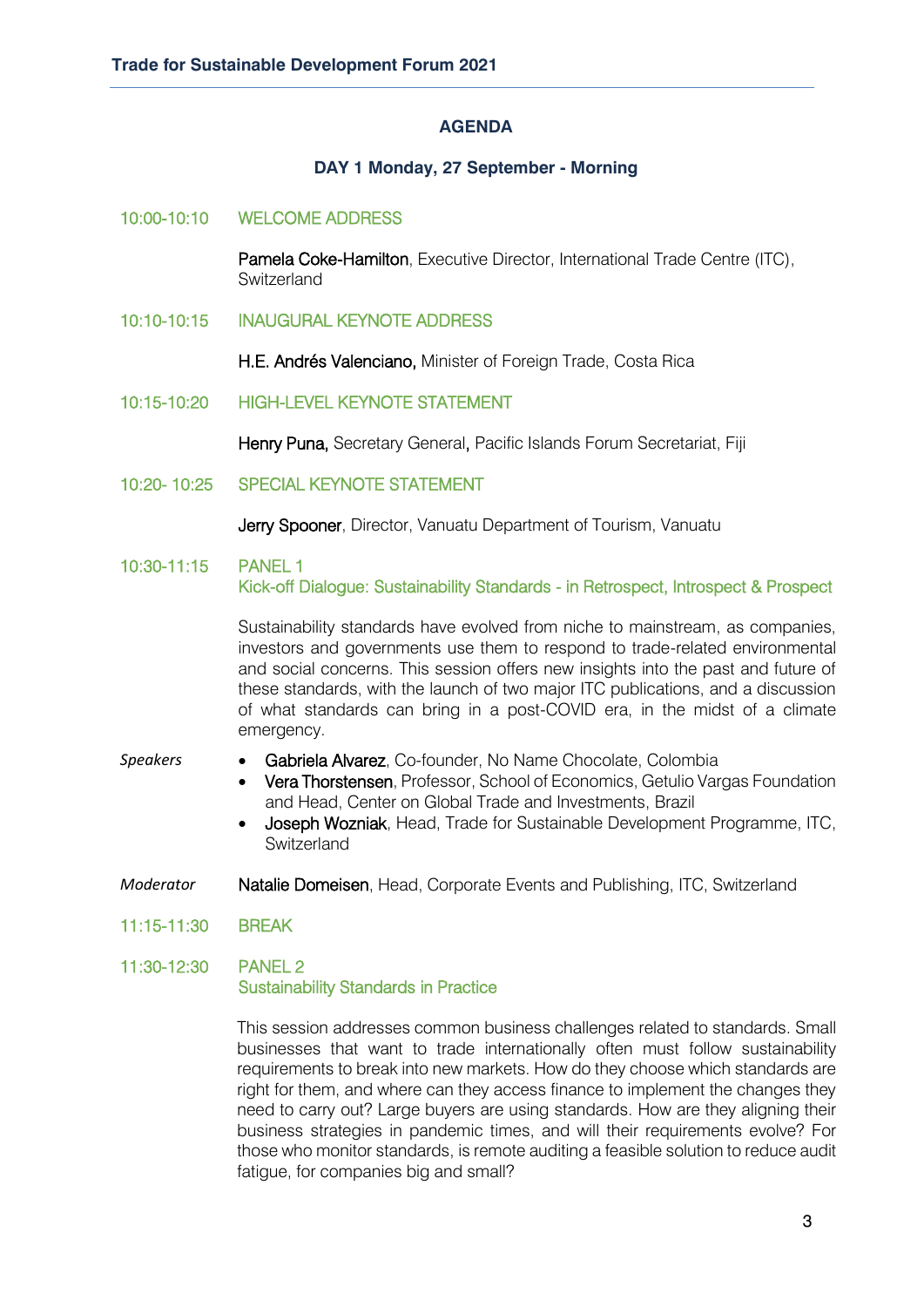## AGENDA

### DAY 1 Monday, 27 September - Morning

**10:00-10:10** WELCOME ADDRESS

**Pamela Coke-Hamilton**, Executive Director, International Trade Centre (ITC), Switzerland

**10:10-10:15** INAUGURAL KEYNOTE ADDRESS

**H.E. Andrés Valenciano,** Minister of Foreign Trade, Costa Rica

**10:15-10:20** HIGH-LEVEL KEYNOTE STATEMENT

**Henry Puna,** Secretary General, Pacific Islands Forum Secretariat, Fiji

**10:20- 10:25** SPECIAL KEYNOTE STATEMENT

**Jerry Spooner**, Director, Vanuatu Department of Tourism, Vanuatu

**10:30-11:15** PANEL 1
Kick-off Dialogue: Sustainability Standards - in Retrospect, Introspect & Prospect

Sustainability standards have evolved from niche to mainstream, as companies, investors and governments use them to respond to trade-related environmental and social concerns. This session offers new insights into the past and future of these standards, with the launch of two major ITC publications, and a discussion of what standards can bring in a post-COVID era, in the midst of a climate emergency.

*Speakers*

- **Gabriela Alvarez**, Co-founder, No Name Chocolate, Colombia
- **Vera Thorstensen**, Professor, School of Economics, Getulio Vargas Foundation and Head, Center on Global Trade and Investments, Brazil
- **Joseph Wozniak**, Head, Trade for Sustainable Development Programme, ITC, Switzerland

*Moderator* **Natalie Domeisen**, Head, Corporate Events and Publishing, ITC, Switzerland

**11:15-11:30** BREAK

**11:30-12:30** PANEL 2
Sustainability Standards in Practice

This session addresses common business challenges related to standards. Small businesses that want to trade internationally often must follow sustainability requirements to break into new markets. How do they choose which standards are right for them, and where can they access finance to implement the changes they need to carry out? Large buyers are using standards. How are they aligning their business strategies in pandemic times, and will their requirements evolve? For those who monitor standards, is remote auditing a feasible solution to reduce audit fatigue, for companies big and small?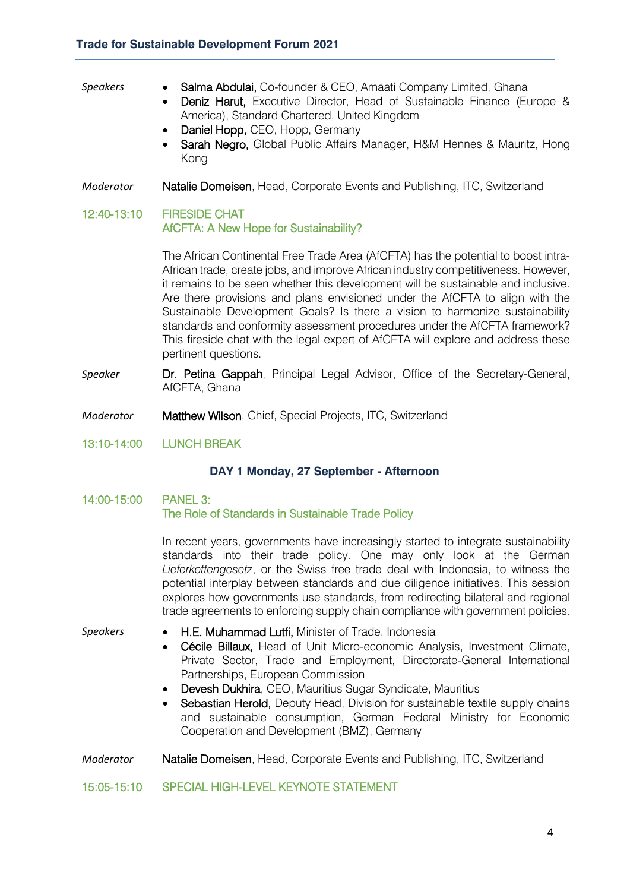*Speakers*

- **Salma Abdulai,** Co-founder & CEO, Amaati Company Limited, Ghana
- **Deniz Harut,** Executive Director, Head of Sustainable Finance (Europe & America), Standard Chartered, United Kingdom
- **Daniel Hopp,** CEO, Hopp, Germany
- **Sarah Negro,** Global Public Affairs Manager, H&M Hennes & Mauritz, Hong Kong

*Moderator* **Natalie Domeisen**, Head, Corporate Events and Publishing, ITC, Switzerland

**12:40-13:10 FIRESIDE CHAT**
**AfCFTA: A New Hope for Sustainability?**

The African Continental Free Trade Area (AfCFTA) has the potential to boost intra-African trade, create jobs, and improve African industry competitiveness. However, it remains to be seen whether this development will be sustainable and inclusive. Are there provisions and plans envisioned under the AfCFTA to align with the Sustainable Development Goals? Is there a vision to harmonize sustainability standards and conformity assessment procedures under the AfCFTA framework? This fireside chat with the legal expert of AfCFTA will explore and address these pertinent questions.

*Speaker* **Dr. Petina Gappah**, Principal Legal Advisor, Office of the Secretary-General, AfCFTA, Ghana

*Moderator* **Matthew Wilson**, Chief, Special Projects, ITC, Switzerland

**13:10-14:00 LUNCH BREAK**

## DAY 1 Monday, 27 September - Afternoon

**14:00-15:00 PANEL 3:**
**The Role of Standards in Sustainable Trade Policy**

In recent years, governments have increasingly started to integrate sustainability standards into their trade policy. One may only look at the German *Lieferkettengesetz*, or the Swiss free trade deal with Indonesia, to witness the potential interplay between standards and due diligence initiatives. This session explores how governments use standards, from redirecting bilateral and regional trade agreements to enforcing supply chain compliance with government policies.

*Speakers*

- **H.E. Muhammad Lutfi,** Minister of Trade, Indonesia
- **Cécile Billaux,** Head of Unit Micro-economic Analysis, Investment Climate, Private Sector, Trade and Employment, Directorate-General International Partnerships, European Commission
- **Devesh Dukhira**, CEO, Mauritius Sugar Syndicate, Mauritius
- **Sebastian Herold,** Deputy Head, Division for sustainable textile supply chains and sustainable consumption, German Federal Ministry for Economic Cooperation and Development (BMZ), Germany

*Moderator* **Natalie Domeisen**, Head, Corporate Events and Publishing, ITC, Switzerland

**15:05-15:10 SPECIAL HIGH-LEVEL KEYNOTE STATEMENT**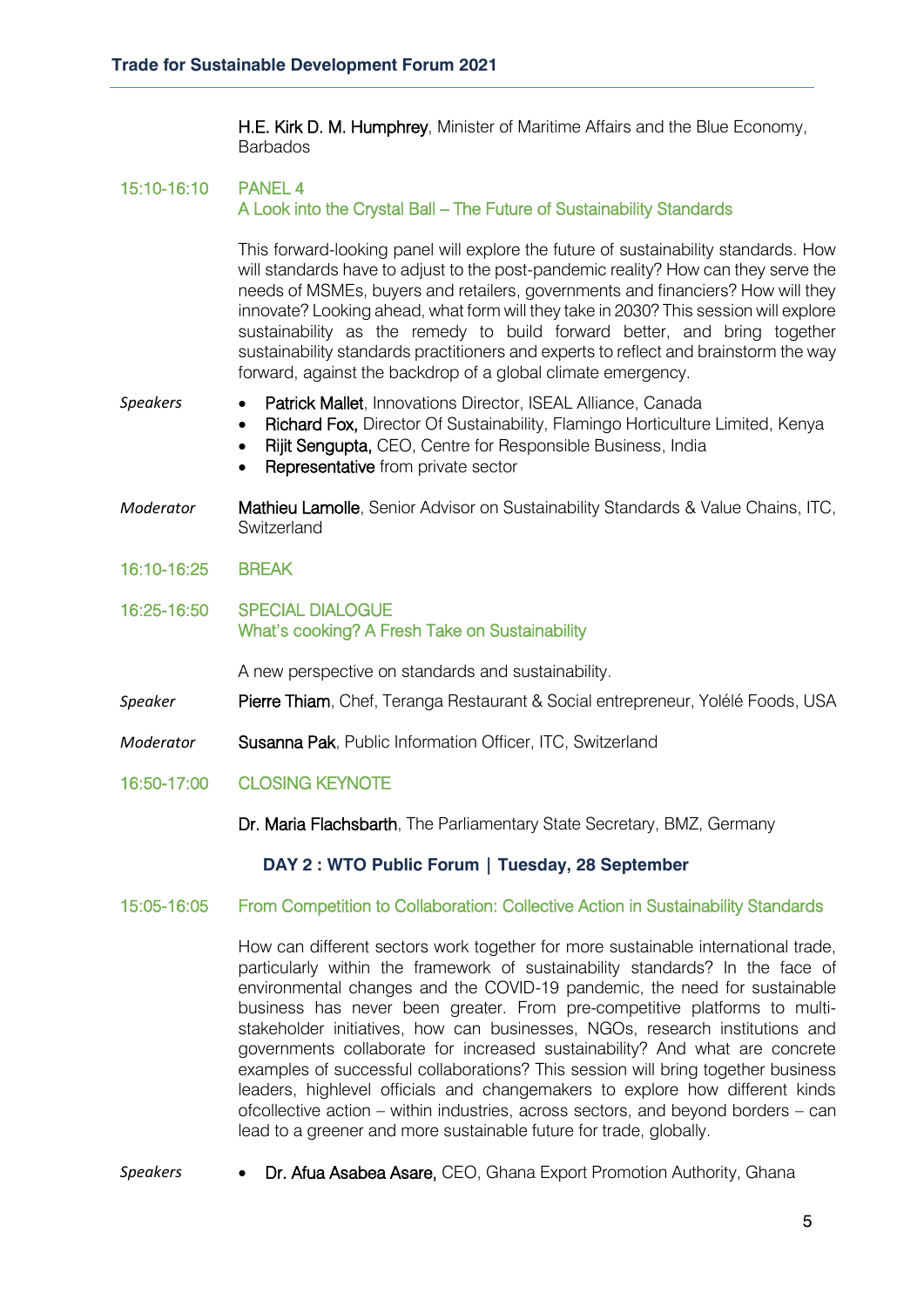**H.E. Kirk D. M. Humphrey**, Minister of Maritime Affairs and the Blue Economy, Barbados

**15:10-16:10** PANEL 4
A Look into the Crystal Ball – The Future of Sustainability Standards

This forward-looking panel will explore the future of sustainability standards. How will standards have to adjust to the post-pandemic reality? How can they serve the needs of MSMEs, buyers and retailers, governments and financiers? How will they innovate? Looking ahead, what form will they take in 2030? This session will explore sustainability as the remedy to build forward better, and bring together sustainability standards practitioners and experts to reflect and brainstorm the way forward, against the backdrop of a global climate emergency.

*Speakers*

- **Patrick Mallet**, Innovations Director, ISEAL Alliance, Canada
- **Richard Fox,** Director Of Sustainability, Flamingo Horticulture Limited, Kenya
- **Rijit Sengupta,** CEO, Centre for Responsible Business, India
- **Representative** from private sector

*Moderator* **Mathieu Lamolle**, Senior Advisor on Sustainability Standards & Value Chains, ITC, Switzerland

**16:10-16:25** BREAK

**16:25-16:50** SPECIAL DIALOGUE
What's cooking? A Fresh Take on Sustainability

A new perspective on standards and sustainability.

*Speaker* **Pierre Thiam**, Chef, Teranga Restaurant & Social entrepreneur, Yolélé Foods, USA

*Moderator* **Susanna Pak**, Public Information Officer, ITC, Switzerland

**16:50-17:00** CLOSING KEYNOTE

**Dr. Maria Flachsbarth**, The Parliamentary State Secretary, BMZ, Germany

## DAY 2 : WTO Public Forum | Tuesday, 28 September

**15:05-16:05** From Competition to Collaboration: Collective Action in Sustainability Standards

How can different sectors work together for more sustainable international trade, particularly within the framework of sustainability standards? In the face of environmental changes and the COVID-19 pandemic, the need for sustainable business has never been greater. From pre-competitive platforms to multi-stakeholder initiatives, how can businesses, NGOs, research institutions and governments collaborate for increased sustainability? And what are concrete examples of successful collaborations? This session will bring together business leaders, highlevel officials and changemakers to explore how different kinds ofcollective action – within industries, across sectors, and beyond borders – can lead to a greener and more sustainable future for trade, globally.

*Speakers*

- **Dr. Afua Asabea Asare,** CEO, Ghana Export Promotion Authority, Ghana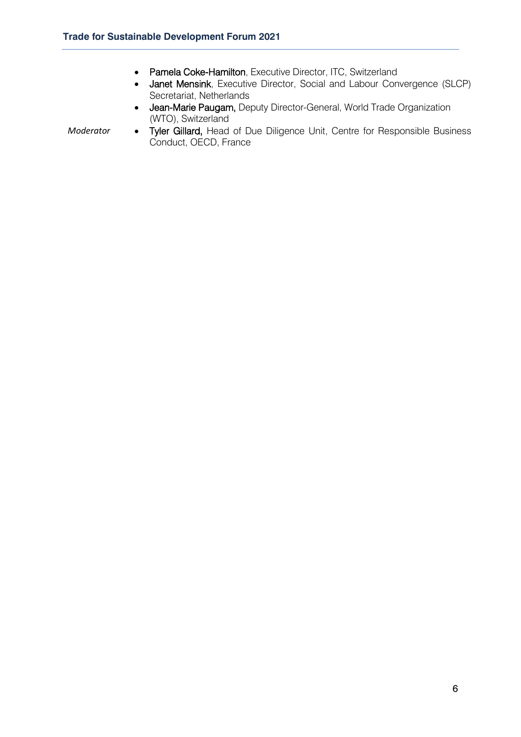- **Pamela Coke-Hamilton**, Executive Director, ITC, Switzerland
- **Janet Mensink**, Executive Director, Social and Labour Convergence (SLCP) Secretariat, Netherlands
- **Jean-Marie Paugam,** Deputy Director-General, World Trade Organization (WTO), Switzerland

*Moderator*

- **Tyler Gillard,** Head of Due Diligence Unit, Centre for Responsible Business Conduct, OECD, France